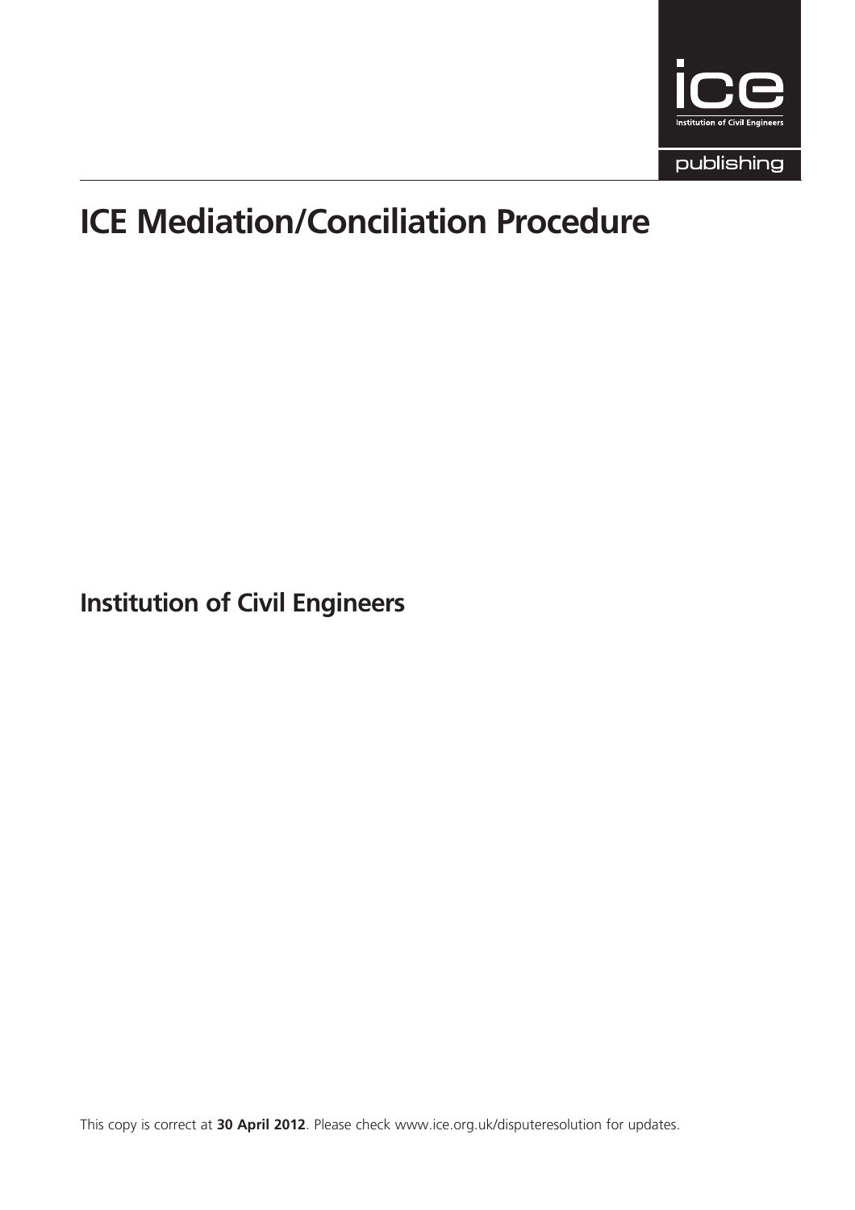# ICE Mediation/Conciliation Procedure

## Institution of Civil Engineers

This copy is correct at **30 April 2012**. Please check www.ice.org.uk/disputeresolution for updates.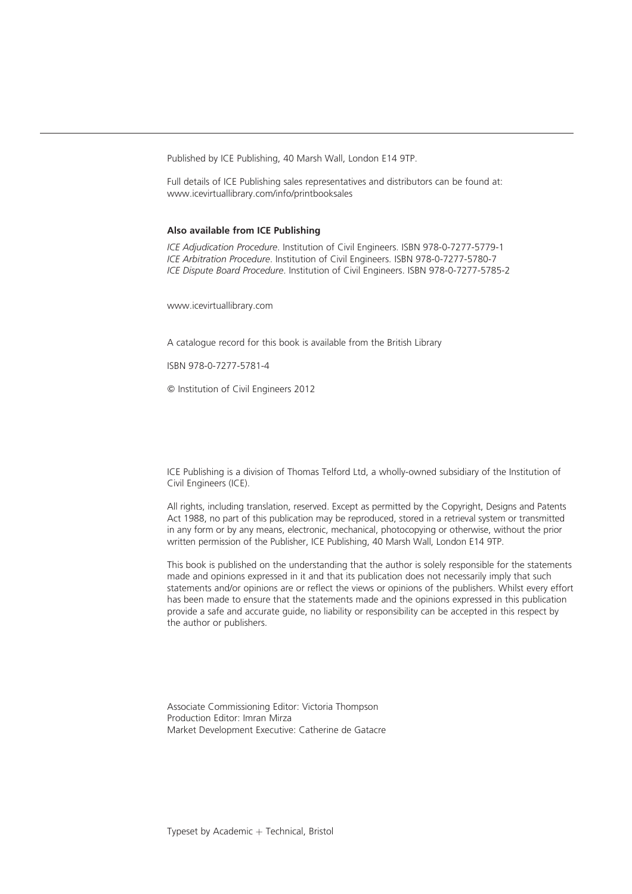Published by ICE Publishing, 40 Marsh Wall, London E14 9TP.

Full details of ICE Publishing sales representatives and distributors can be found at: www.icevirtuallibrary.com/info/printbooksales

**Also available from ICE Publishing**

*ICE Adjudication Procedure*. Institution of Civil Engineers. ISBN 978-0-7277-5779-1
*ICE Arbitration Procedure*. Institution of Civil Engineers. ISBN 978-0-7277-5780-7
*ICE Dispute Board Procedure*. Institution of Civil Engineers. ISBN 978-0-7277-5785-2

www.icevirtuallibrary.com

A catalogue record for this book is available from the British Library

ISBN 978-0-7277-5781-4

© Institution of Civil Engineers 2012

ICE Publishing is a division of Thomas Telford Ltd, a wholly-owned subsidiary of the Institution of Civil Engineers (ICE).

All rights, including translation, reserved. Except as permitted by the Copyright, Designs and Patents Act 1988, no part of this publication may be reproduced, stored in a retrieval system or transmitted in any form or by any means, electronic, mechanical, photocopying or otherwise, without the prior written permission of the Publisher, ICE Publishing, 40 Marsh Wall, London E14 9TP.

This book is published on the understanding that the author is solely responsible for the statements made and opinions expressed in it and that its publication does not necessarily imply that such statements and/or opinions are or reflect the views or opinions of the publishers. Whilst every effort has been made to ensure that the statements made and the opinions expressed in this publication provide a safe and accurate guide, no liability or responsibility can be accepted in this respect by the author or publishers.

Associate Commissioning Editor: Victoria Thompson
Production Editor: Imran Mirza
Market Development Executive: Catherine de Gatacre

Typeset by Academic + Technical, Bristol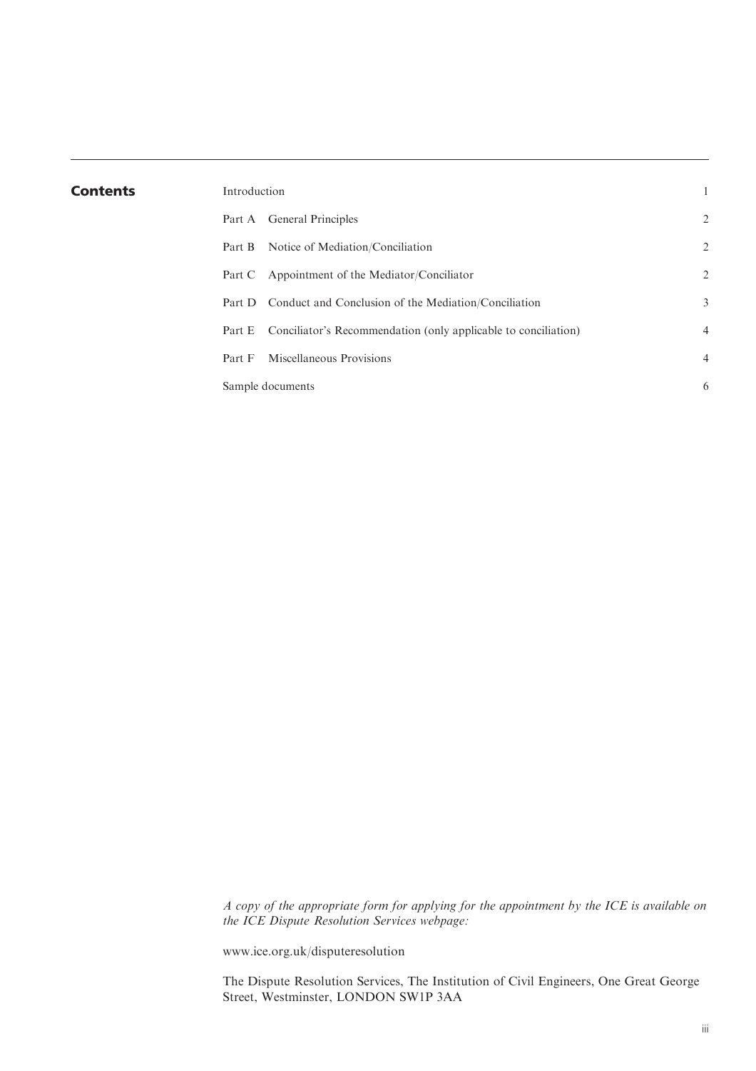## Contents

| | |
|---|---|
| Introduction | 1 |
| Part A General Principles | 2 |
| Part B Notice of Mediation/Conciliation | 2 |
| Part C Appointment of the Mediator/Conciliator | 2 |
| Part D Conduct and Conclusion of the Mediation/Conciliation | 3 |
| Part E Conciliator's Recommendation (only applicable to conciliation) | 4 |
| Part F Miscellaneous Provisions | 4 |
| Sample documents | 6 |

*A copy of the appropriate form for applying for the appointment by the ICE is available on the ICE Dispute Resolution Services webpage:*

www.ice.org.uk/disputeresolution

The Dispute Resolution Services, The Institution of Civil Engineers, One Great George Street, Westminster, LONDON SW1P 3AA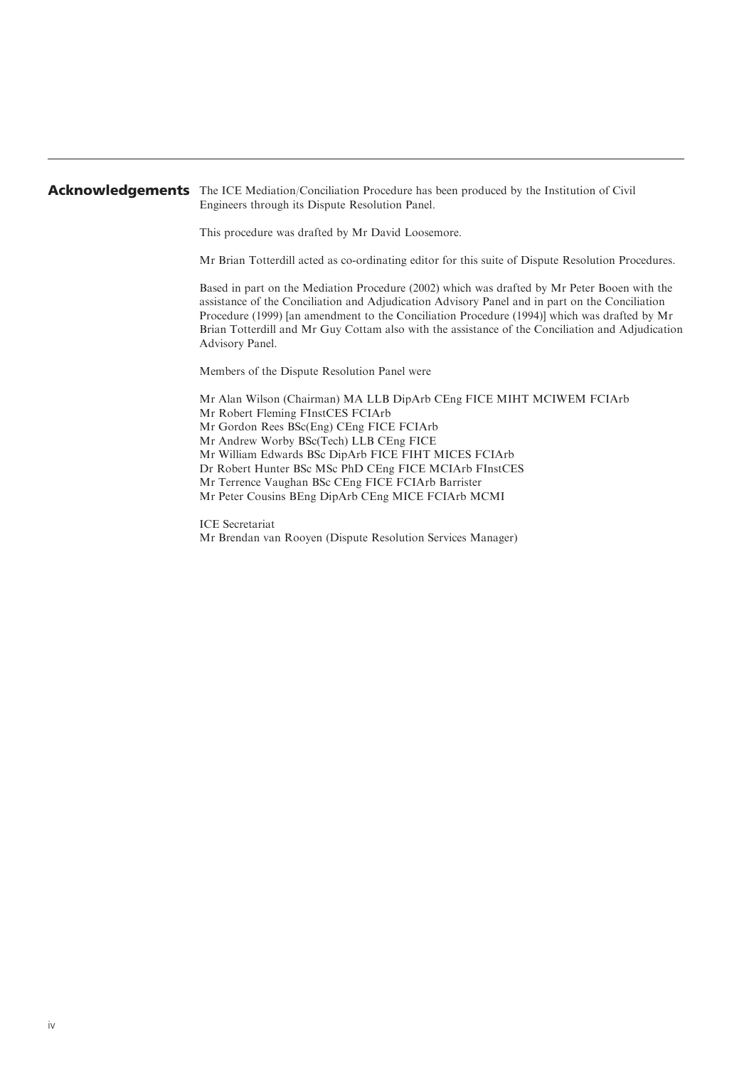## Acknowledgements

The ICE Mediation/Conciliation Procedure has been produced by the Institution of Civil Engineers through its Dispute Resolution Panel.

This procedure was drafted by Mr David Loosemore.

Mr Brian Totterdill acted as co-ordinating editor for this suite of Dispute Resolution Procedures.

Based in part on the Mediation Procedure (2002) which was drafted by Mr Peter Booen with the assistance of the Conciliation and Adjudication Advisory Panel and in part on the Conciliation Procedure (1999) [an amendment to the Conciliation Procedure (1994)] which was drafted by Mr Brian Totterdill and Mr Guy Cottam also with the assistance of the Conciliation and Adjudication Advisory Panel.

Members of the Dispute Resolution Panel were

Mr Alan Wilson (Chairman) MA LLB DipArb CEng FICE MIHT MCIWEM FCIArb
Mr Robert Fleming FInstCES FCIArb
Mr Gordon Rees BSc(Eng) CEng FICE FCIArb
Mr Andrew Worby BSc(Tech) LLB CEng FICE
Mr William Edwards BSc DipArb FICE FIHT MICES FCIArb
Dr Robert Hunter BSc MSc PhD CEng FICE MCIArb FInstCES
Mr Terrence Vaughan BSc CEng FICE FCIArb Barrister
Mr Peter Cousins BEng DipArb CEng MICE FCIArb MCMI

ICE Secretariat
Mr Brendan van Rooyen (Dispute Resolution Services Manager)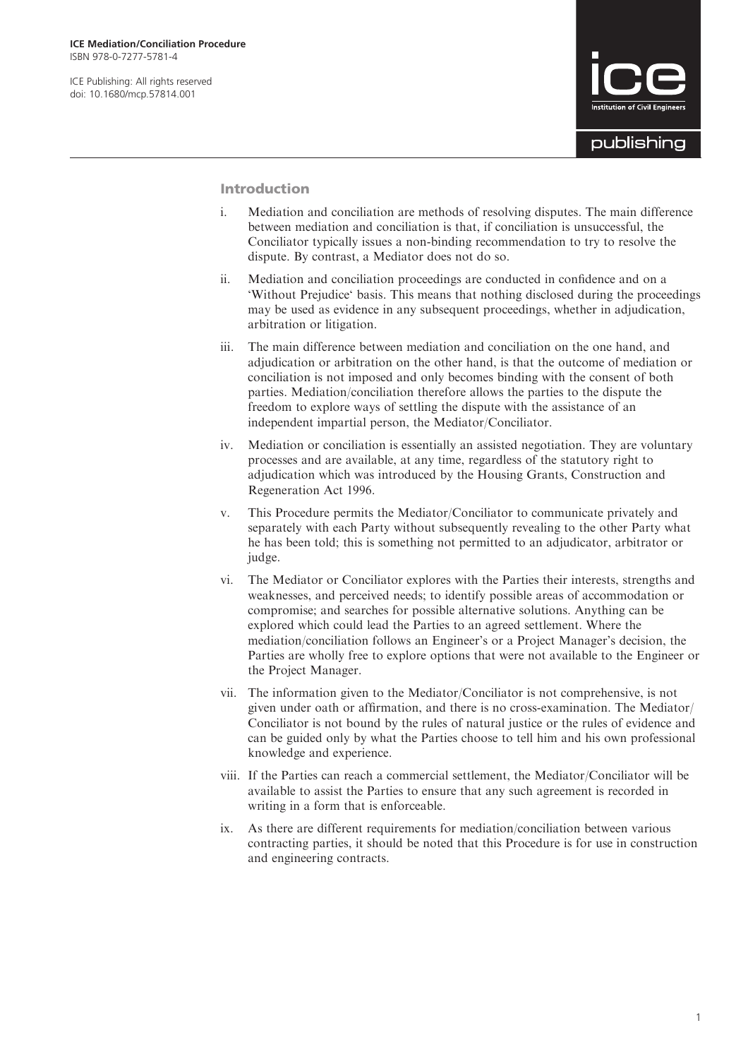## Introduction

i. Mediation and conciliation are methods of resolving disputes. The main difference between mediation and conciliation is that, if conciliation is unsuccessful, the Conciliator typically issues a non-binding recommendation to try to resolve the dispute. By contrast, a Mediator does not do so.

ii. Mediation and conciliation proceedings are conducted in confidence and on a 'Without Prejudice' basis. This means that nothing disclosed during the proceedings may be used as evidence in any subsequent proceedings, whether in adjudication, arbitration or litigation.

iii. The main difference between mediation and conciliation on the one hand, and adjudication or arbitration on the other hand, is that the outcome of mediation or conciliation is not imposed and only becomes binding with the consent of both parties. Mediation/conciliation therefore allows the parties to the dispute the freedom to explore ways of settling the dispute with the assistance of an independent impartial person, the Mediator/Conciliator.

iv. Mediation or conciliation is essentially an assisted negotiation. They are voluntary processes and are available, at any time, regardless of the statutory right to adjudication which was introduced by the Housing Grants, Construction and Regeneration Act 1996.

v. This Procedure permits the Mediator/Conciliator to communicate privately and separately with each Party without subsequently revealing to the other Party what he has been told; this is something not permitted to an adjudicator, arbitrator or judge.

vi. The Mediator or Conciliator explores with the Parties their interests, strengths and weaknesses, and perceived needs; to identify possible areas of accommodation or compromise; and searches for possible alternative solutions. Anything can be explored which could lead the Parties to an agreed settlement. Where the mediation/conciliation follows an Engineer's or a Project Manager's decision, the Parties are wholly free to explore options that were not available to the Engineer or the Project Manager.

vii. The information given to the Mediator/Conciliator is not comprehensive, is not given under oath or affirmation, and there is no cross-examination. The Mediator/Conciliator is not bound by the rules of natural justice or the rules of evidence and can be guided only by what the Parties choose to tell him and his own professional knowledge and experience.

viii. If the Parties can reach a commercial settlement, the Mediator/Conciliator will be available to assist the Parties to ensure that any such agreement is recorded in writing in a form that is enforceable.

ix. As there are different requirements for mediation/conciliation between various contracting parties, it should be noted that this Procedure is for use in construction and engineering contracts.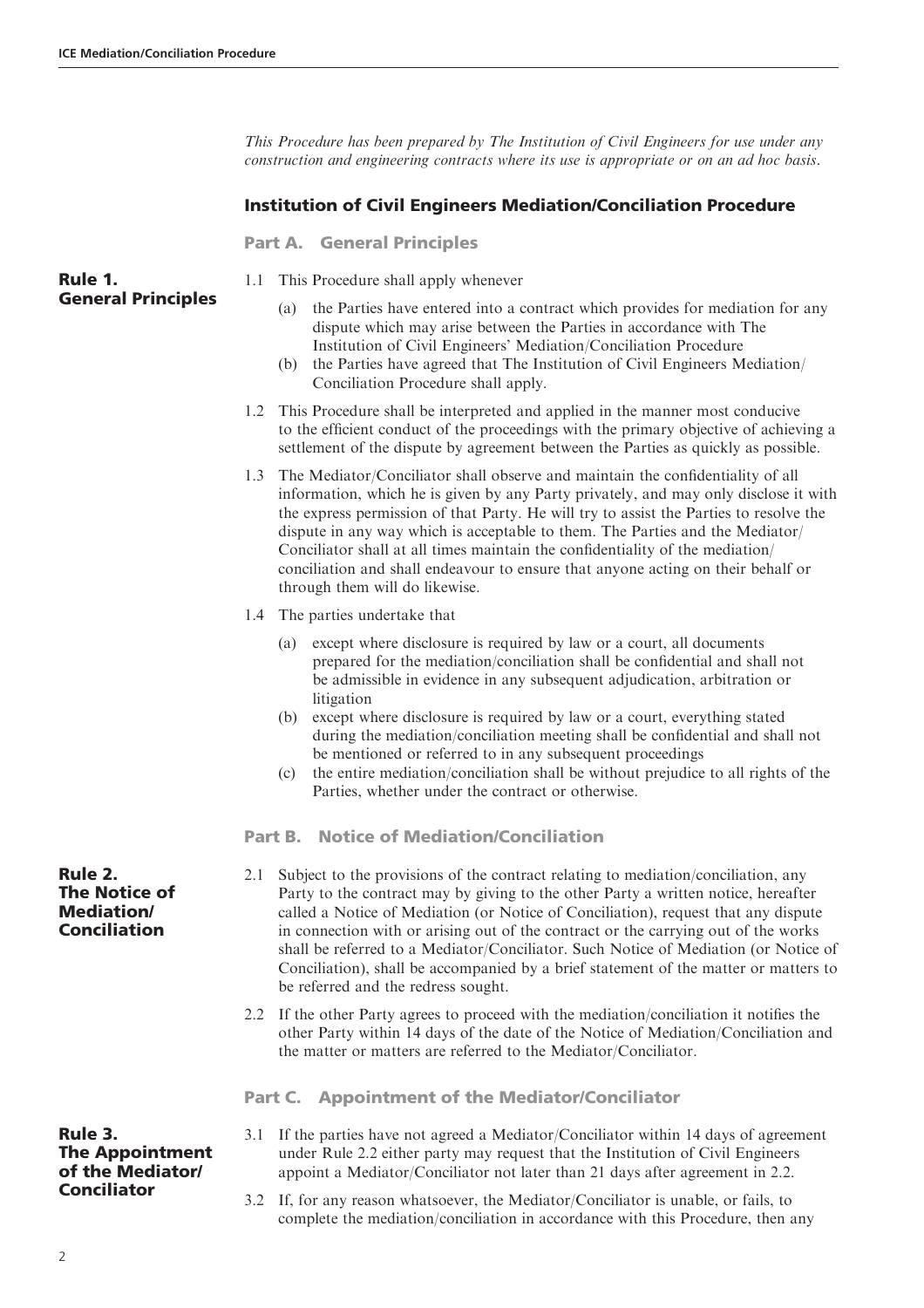*This Procedure has been prepared by The Institution of Civil Engineers for use under any construction and engineering contracts where its use is appropriate or on an ad hoc basis.*

# Institution of Civil Engineers Mediation/Conciliation Procedure

## Part A. General Principles

### Rule 1. General Principles

1.1 This Procedure shall apply whenever

(a) the Parties have entered into a contract which provides for mediation for any dispute which may arise between the Parties in accordance with The Institution of Civil Engineers' Mediation/Conciliation Procedure

(b) the Parties have agreed that The Institution of Civil Engineers Mediation/Conciliation Procedure shall apply.

1.2 This Procedure shall be interpreted and applied in the manner most conducive to the efficient conduct of the proceedings with the primary objective of achieving a settlement of the dispute by agreement between the Parties as quickly as possible.

1.3 The Mediator/Conciliator shall observe and maintain the confidentiality of all information, which he is given by any Party privately, and may only disclose it with the express permission of that Party. He will try to assist the Parties to resolve the dispute in any way which is acceptable to them. The Parties and the Mediator/Conciliator shall at all times maintain the confidentiality of the mediation/conciliation and shall endeavour to ensure that anyone acting on their behalf or through them will do likewise.

1.4 The parties undertake that

(a) except where disclosure is required by law or a court, all documents prepared for the mediation/conciliation shall be confidential and shall not be admissible in evidence in any subsequent adjudication, arbitration or litigation

(b) except where disclosure is required by law or a court, everything stated during the mediation/conciliation meeting shall be confidential and shall not be mentioned or referred to in any subsequent proceedings

(c) the entire mediation/conciliation shall be without prejudice to all rights of the Parties, whether under the contract or otherwise.

## Part B. Notice of Mediation/Conciliation

### Rule 2. The Notice of Mediation/Conciliation

2.1 Subject to the provisions of the contract relating to mediation/conciliation, any Party to the contract may by giving to the other Party a written notice, hereafter called a Notice of Mediation (or Notice of Conciliation), request that any dispute in connection with or arising out of the contract or the carrying out of the works shall be referred to a Mediator/Conciliator. Such Notice of Mediation (or Notice of Conciliation), shall be accompanied by a brief statement of the matter or matters to be referred and the redress sought.

2.2 If the other Party agrees to proceed with the mediation/conciliation it notifies the other Party within 14 days of the date of the Notice of Mediation/Conciliation and the matter or matters are referred to the Mediator/Conciliator.

## Part C. Appointment of the Mediator/Conciliator

### Rule 3. The Appointment of the Mediator/Conciliator

3.1 If the parties have not agreed a Mediator/Conciliator within 14 days of agreement under Rule 2.2 either party may request that the Institution of Civil Engineers appoint a Mediator/Conciliator not later than 21 days after agreement in 2.2.

3.2 If, for any reason whatsoever, the Mediator/Conciliator is unable, or fails, to complete the mediation/conciliation in accordance with this Procedure, then any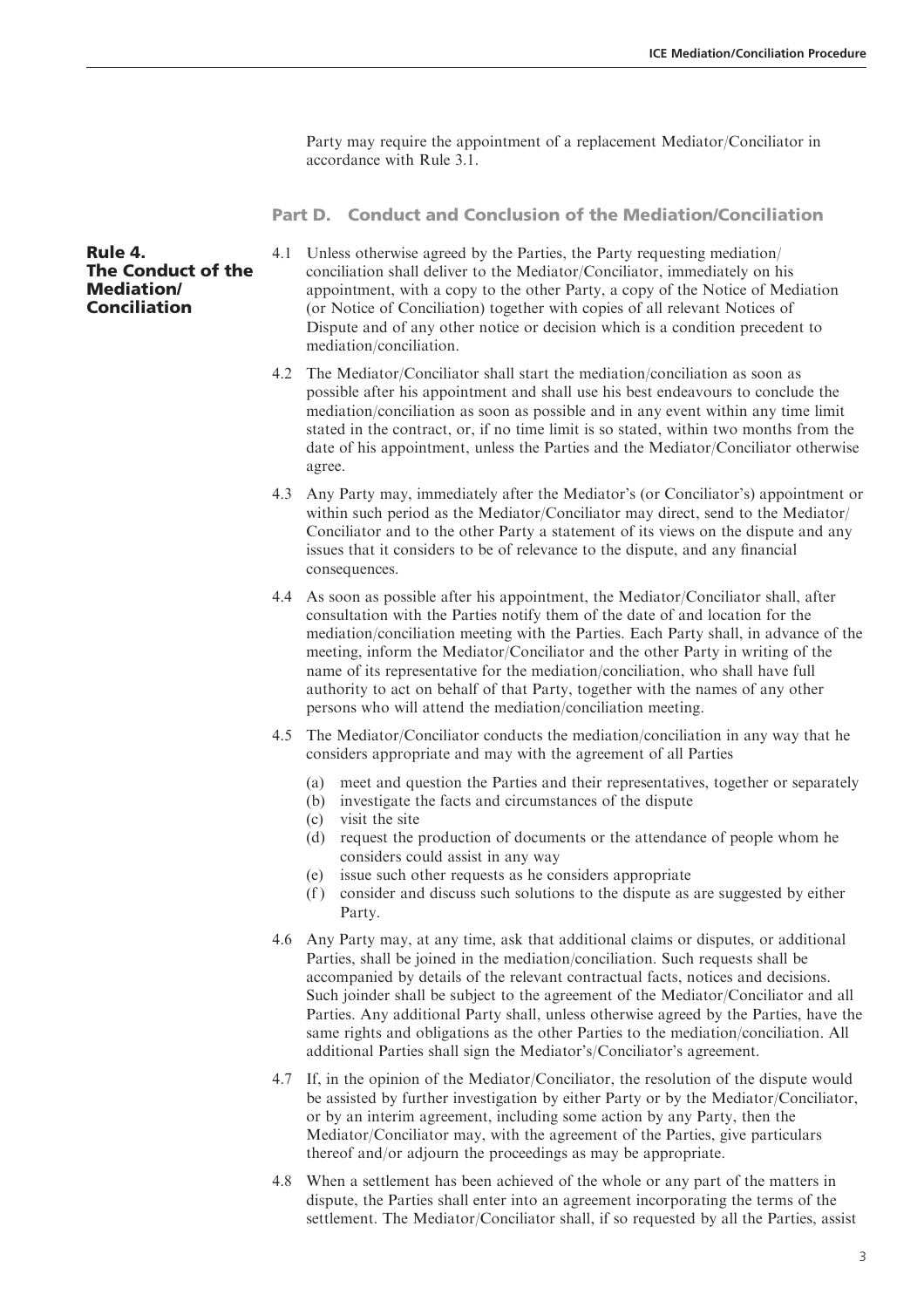Party may require the appointment of a replacement Mediator/Conciliator in accordance with Rule 3.1.

## Part D. Conduct and Conclusion of the Mediation/Conciliation

### Rule 4. The Conduct of the Mediation/Conciliation

4.1 Unless otherwise agreed by the Parties, the Party requesting mediation/conciliation shall deliver to the Mediator/Conciliator, immediately on his appointment, with a copy to the other Party, a copy of the Notice of Mediation (or Notice of Conciliation) together with copies of all relevant Notices of Dispute and of any other notice or decision which is a condition precedent to mediation/conciliation.

4.2 The Mediator/Conciliator shall start the mediation/conciliation as soon as possible after his appointment and shall use his best endeavours to conclude the mediation/conciliation as soon as possible and in any event within any time limit stated in the contract, or, if no time limit is so stated, within two months from the date of his appointment, unless the Parties and the Mediator/Conciliator otherwise agree.

4.3 Any Party may, immediately after the Mediator's (or Conciliator's) appointment or within such period as the Mediator/Conciliator may direct, send to the Mediator/Conciliator and to the other Party a statement of its views on the dispute and any issues that it considers to be of relevance to the dispute, and any financial consequences.

4.4 As soon as possible after his appointment, the Mediator/Conciliator shall, after consultation with the Parties notify them of the date of and location for the mediation/conciliation meeting with the Parties. Each Party shall, in advance of the meeting, inform the Mediator/Conciliator and the other Party in writing of the name of its representative for the mediation/conciliation, who shall have full authority to act on behalf of that Party, together with the names of any other persons who will attend the mediation/conciliation meeting.

4.5 The Mediator/Conciliator conducts the mediation/conciliation in any way that he considers appropriate and may with the agreement of all Parties

(a) meet and question the Parties and their representatives, together or separately
(b) investigate the facts and circumstances of the dispute
(c) visit the site
(d) request the production of documents or the attendance of people whom he considers could assist in any way
(e) issue such other requests as he considers appropriate
(f) consider and discuss such solutions to the dispute as are suggested by either Party.

4.6 Any Party may, at any time, ask that additional claims or disputes, or additional Parties, shall be joined in the mediation/conciliation. Such requests shall be accompanied by details of the relevant contractual facts, notices and decisions. Such joinder shall be subject to the agreement of the Mediator/Conciliator and all Parties. Any additional Party shall, unless otherwise agreed by the Parties, have the same rights and obligations as the other Parties to the mediation/conciliation. All additional Parties shall sign the Mediator's/Conciliator's agreement.

4.7 If, in the opinion of the Mediator/Conciliator, the resolution of the dispute would be assisted by further investigation by either Party or by the Mediator/Conciliator, or by an interim agreement, including some action by any Party, then the Mediator/Conciliator may, with the agreement of the Parties, give particulars thereof and/or adjourn the proceedings as may be appropriate.

4.8 When a settlement has been achieved of the whole or any part of the matters in dispute, the Parties shall enter into an agreement incorporating the terms of the settlement. The Mediator/Conciliator shall, if so requested by all the Parties, assist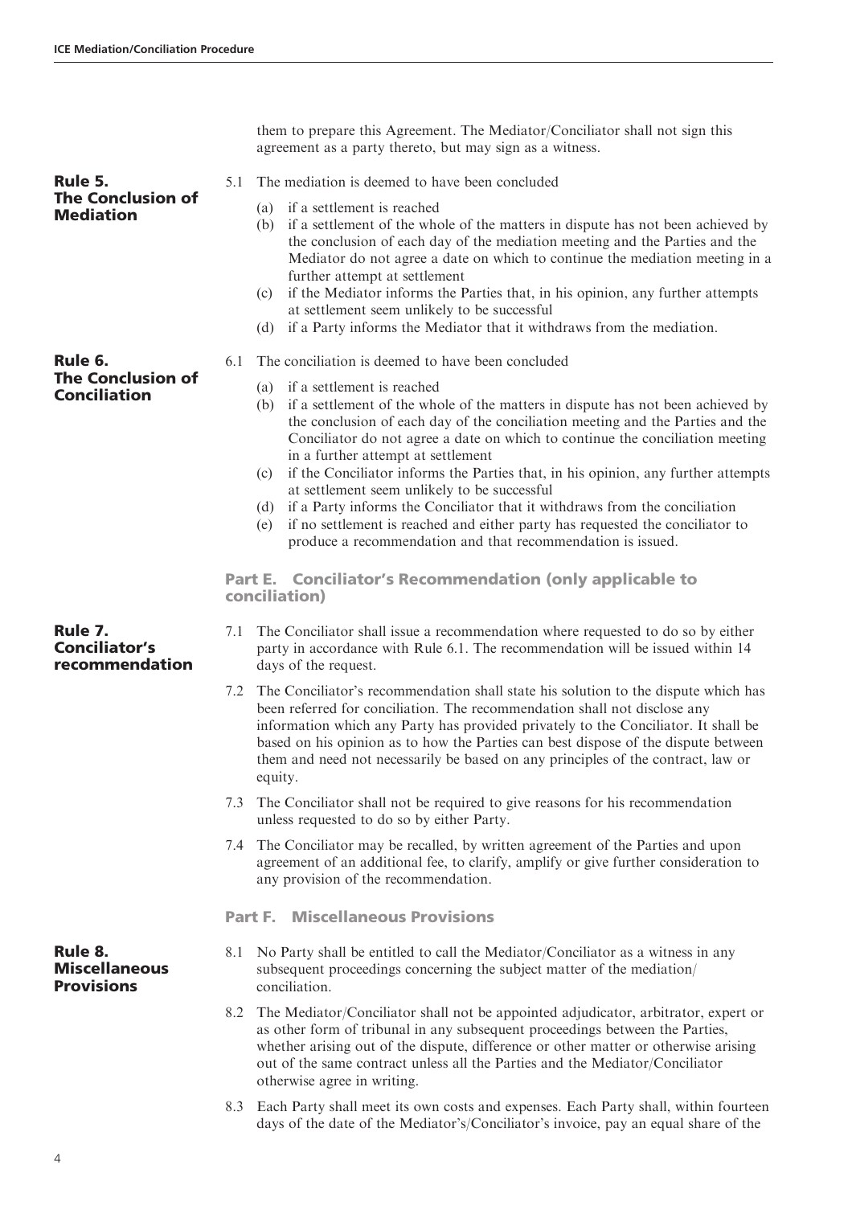them to prepare this Agreement. The Mediator/Conciliator shall not sign this agreement as a party thereto, but may sign as a witness.

## Rule 5. The Conclusion of Mediation

5.1 The mediation is deemed to have been concluded

- (a) if a settlement is reached
- (b) if a settlement of the whole of the matters in dispute has not been achieved by the conclusion of each day of the mediation meeting and the Parties and the Mediator do not agree a date on which to continue the mediation meeting in a further attempt at settlement
- (c) if the Mediator informs the Parties that, in his opinion, any further attempts at settlement seem unlikely to be successful
- (d) if a Party informs the Mediator that it withdraws from the mediation.

## Rule 6. The Conclusion of Conciliation

6.1 The conciliation is deemed to have been concluded

- (a) if a settlement is reached
- (b) if a settlement of the whole of the matters in dispute has not been achieved by the conclusion of each day of the conciliation meeting and the Parties and the Conciliator do not agree a date on which to continue the conciliation meeting in a further attempt at settlement
- (c) if the Conciliator informs the Parties that, in his opinion, any further attempts at settlement seem unlikely to be successful
- (d) if a Party informs the Conciliator that it withdraws from the conciliation
- (e) if no settlement is reached and either party has requested the conciliator to produce a recommendation and that recommendation is issued.

# Part E. Conciliator's Recommendation (only applicable to conciliation)

## Rule 7. Conciliator's recommendation

7.1 The Conciliator shall issue a recommendation where requested to do so by either party in accordance with Rule 6.1. The recommendation will be issued within 14 days of the request.

7.2 The Conciliator's recommendation shall state his solution to the dispute which has been referred for conciliation. The recommendation shall not disclose any information which any Party has provided privately to the Conciliator. It shall be based on his opinion as to how the Parties can best dispose of the dispute between them and need not necessarily be based on any principles of the contract, law or equity.

7.3 The Conciliator shall not be required to give reasons for his recommendation unless requested to do so by either Party.

7.4 The Conciliator may be recalled, by written agreement of the Parties and upon agreement of an additional fee, to clarify, amplify or give further consideration to any provision of the recommendation.

# Part F. Miscellaneous Provisions

## Rule 8. Miscellaneous Provisions

8.1 No Party shall be entitled to call the Mediator/Conciliator as a witness in any subsequent proceedings concerning the subject matter of the mediation/conciliation.

8.2 The Mediator/Conciliator shall not be appointed adjudicator, arbitrator, expert or as other form of tribunal in any subsequent proceedings between the Parties, whether arising out of the dispute, difference or other matter or otherwise arising out of the same contract unless all the Parties and the Mediator/Conciliator otherwise agree in writing.

8.3 Each Party shall meet its own costs and expenses. Each Party shall, within fourteen days of the date of the Mediator's/Conciliator's invoice, pay an equal share of the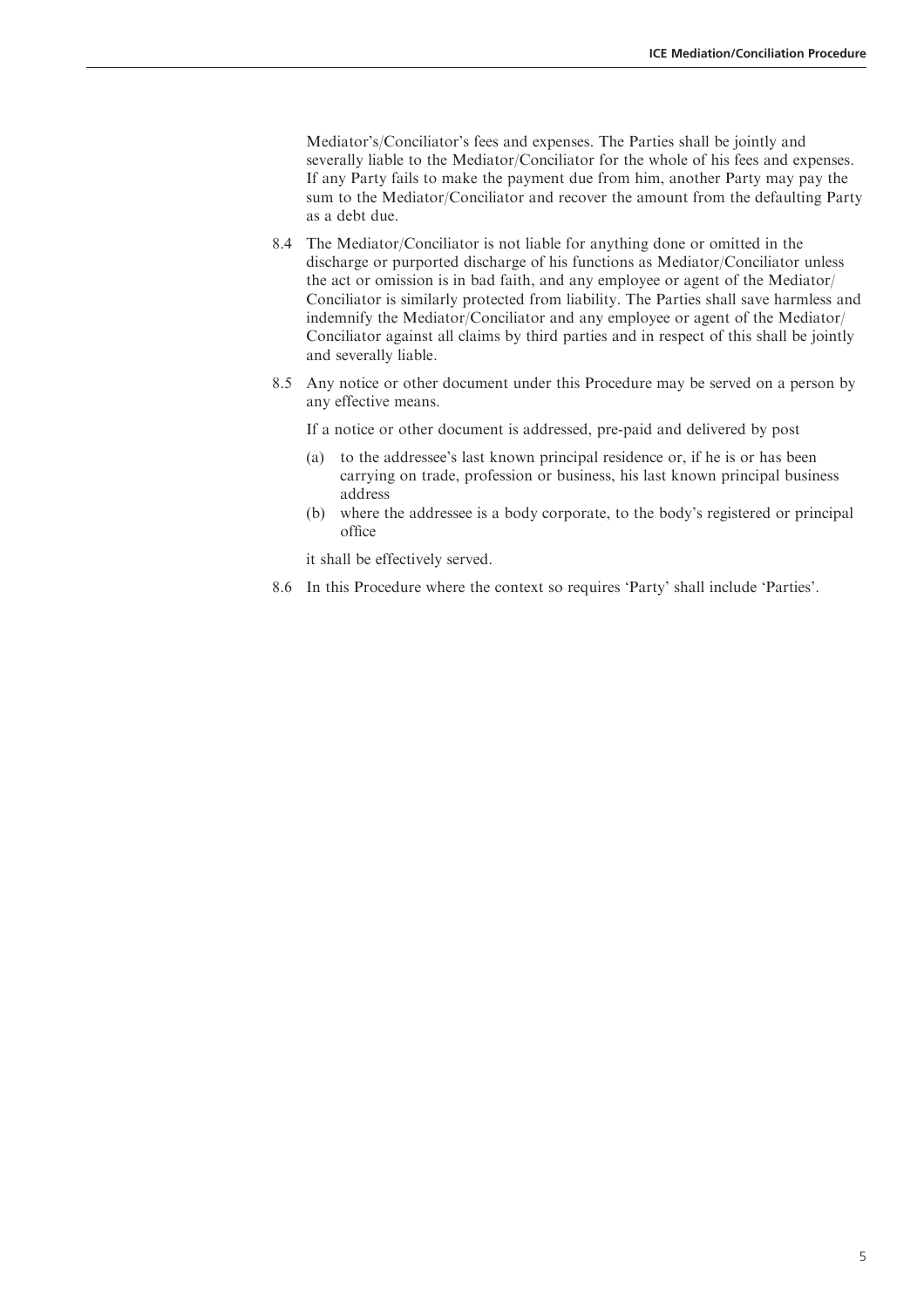Mediator's/Conciliator's fees and expenses. The Parties shall be jointly and severally liable to the Mediator/Conciliator for the whole of his fees and expenses. If any Party fails to make the payment due from him, another Party may pay the sum to the Mediator/Conciliator and recover the amount from the defaulting Party as a debt due.

8.4 The Mediator/Conciliator is not liable for anything done or omitted in the discharge or purported discharge of his functions as Mediator/Conciliator unless the act or omission is in bad faith, and any employee or agent of the Mediator/Conciliator is similarly protected from liability. The Parties shall save harmless and indemnify the Mediator/Conciliator and any employee or agent of the Mediator/Conciliator against all claims by third parties and in respect of this shall be jointly and severally liable.

8.5 Any notice or other document under this Procedure may be served on a person by any effective means.

If a notice or other document is addressed, pre-paid and delivered by post

(a) to the addressee's last known principal residence or, if he is or has been carrying on trade, profession or business, his last known principal business address

(b) where the addressee is a body corporate, to the body's registered or principal office

it shall be effectively served.

8.6 In this Procedure where the context so requires 'Party' shall include 'Parties'.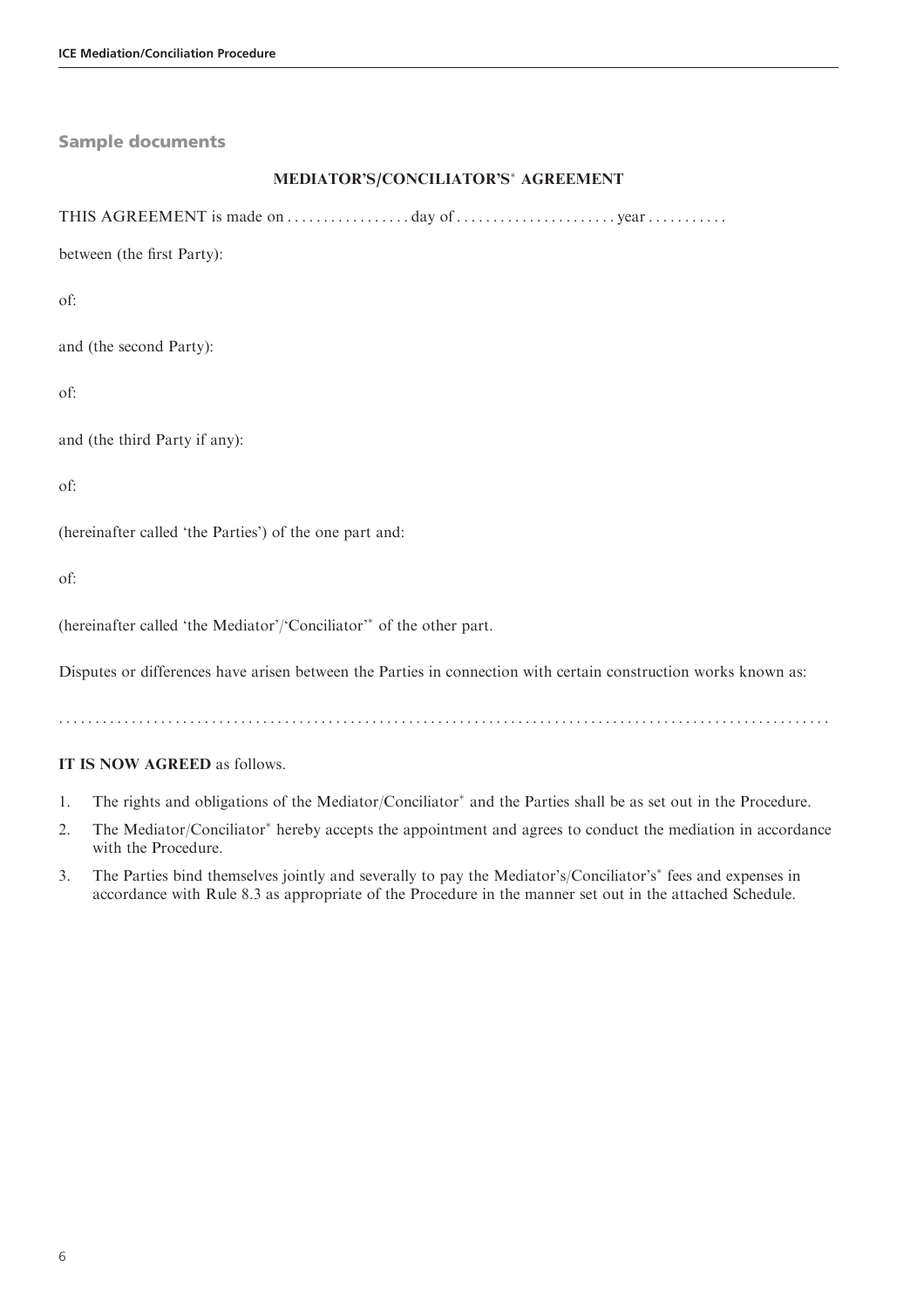## Sample documents

### MEDIATOR'S/CONCILIATOR'S* AGREEMENT

THIS AGREEMENT is made on . . . . . . . . . . . . . . . . . day of . . . . . . . . . . . . . . . . . . . . . . year . . . . . . . . . . .

between (the first Party):

of:

and (the second Party):

of:

and (the third Party if any):

of:

(hereinafter called 'the Parties') of the one part and:

of:

(hereinafter called 'the Mediator'/'Conciliator'* of the other part.

Disputes or differences have arisen between the Parties in connection with certain construction works known as:

. . . . . . . . . . . . . . . . . . . . . . . . . . . . . . . . . . . . . . . . . . . . . . . . . . . . . . . . . . . . . . . . . . . . . . . . . . . . . . . . . . . . . . . . . . . . . . . . . . . . . . . . . . . . . . . . . . . . .

**IT IS NOW AGREED** as follows.

1. The rights and obligations of the Mediator/Conciliator* and the Parties shall be as set out in the Procedure.
2. The Mediator/Conciliator* hereby accepts the appointment and agrees to conduct the mediation in accordance with the Procedure.
3. The Parties bind themselves jointly and severally to pay the Mediator's/Conciliator's* fees and expenses in accordance with Rule 8.3 as appropriate of the Procedure in the manner set out in the attached Schedule.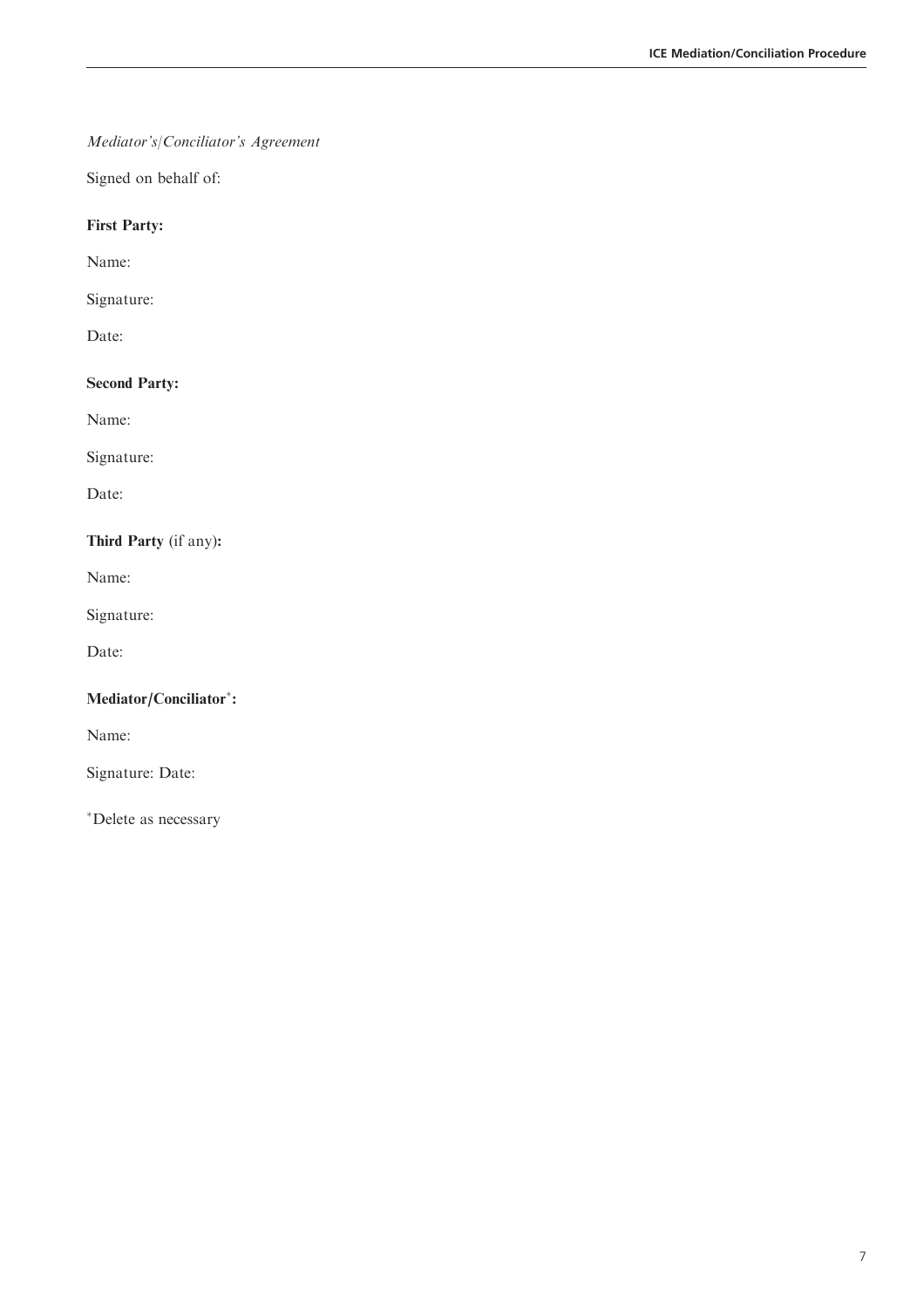*Mediator's/Conciliator's Agreement*

Signed on behalf of:

**First Party:**

Name:

Signature:

Date:

**Second Party:**

Name:

Signature:

Date:

**Third Party** (if any)**:**

Name:

Signature:

Date:

**Mediator/Conciliator*:**

Name:

Signature: Date:

*Delete as necessary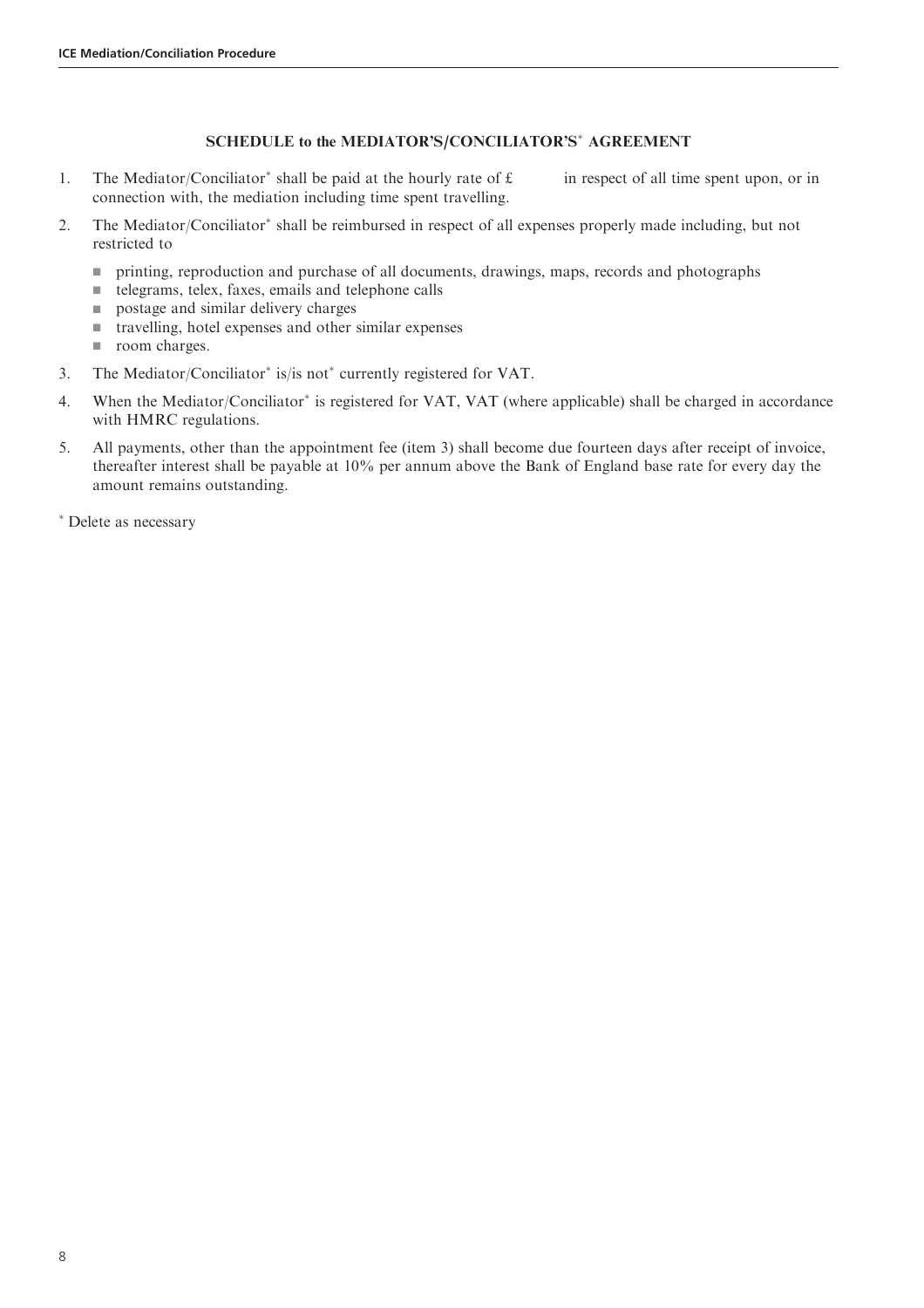## SCHEDULE to the MEDIATOR'S/CONCILIATOR'S* AGREEMENT

1. The Mediator/Conciliator* shall be paid at the hourly rate of £ in respect of all time spent upon, or in connection with, the mediation including time spent travelling.
2. The Mediator/Conciliator* shall be reimbursed in respect of all expenses properly made including, but not restricted to
   - printing, reproduction and purchase of all documents, drawings, maps, records and photographs
   - telegrams, telex, faxes, emails and telephone calls
   - postage and similar delivery charges
   - travelling, hotel expenses and other similar expenses
   - room charges.
3. The Mediator/Conciliator* is/is not* currently registered for VAT.
4. When the Mediator/Conciliator* is registered for VAT, VAT (where applicable) shall be charged in accordance with HMRC regulations.
5. All payments, other than the appointment fee (item 3) shall become due fourteen days after receipt of invoice, thereafter interest shall be payable at 10% per annum above the Bank of England base rate for every day the amount remains outstanding.

* Delete as necessary